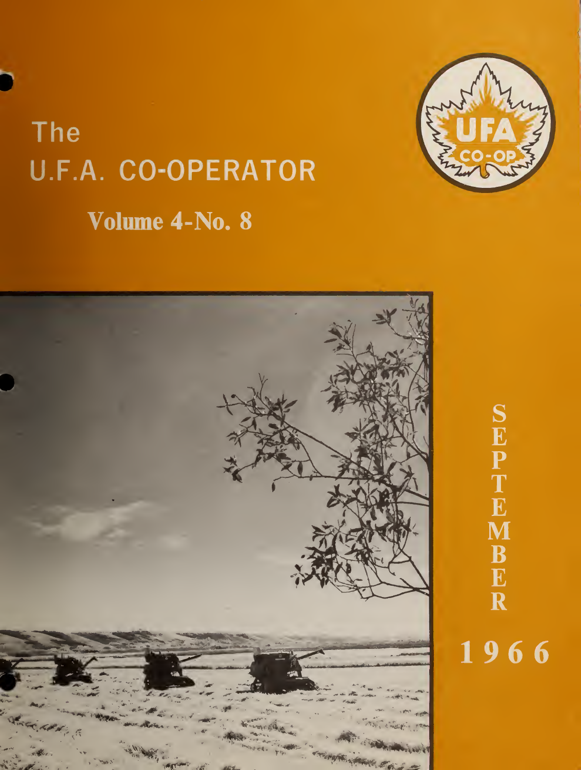# The U.F.A. CO-OPERATOR

UFA CO-OP

**Volume 4-No. 8**

SEPTEMBER 1966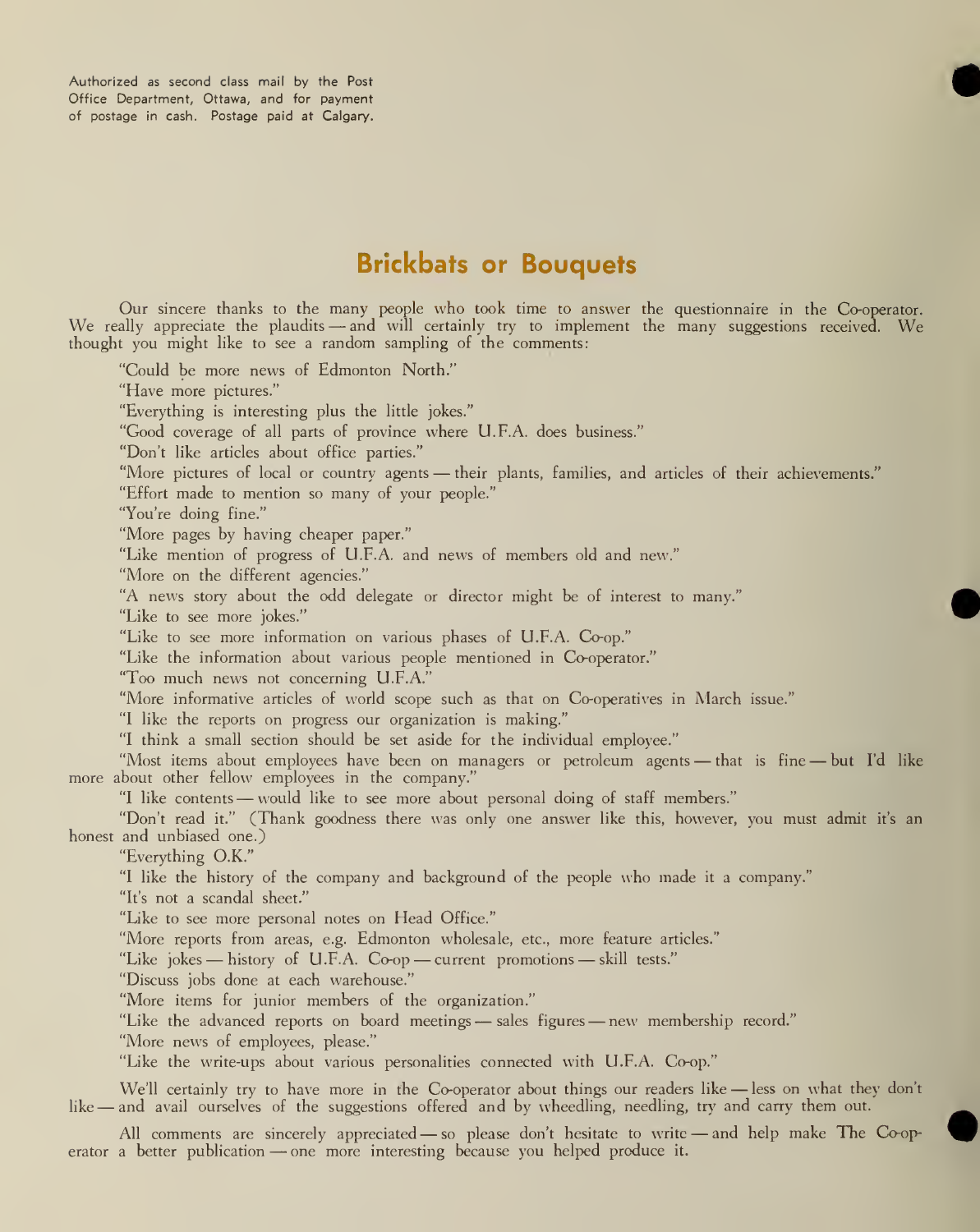Authorized as second class mail by the Post Office Department, Ottawa, and for payment of postage in cash. Postage paid at Calgary.

## Brickbats or Bouquets

Our sincere thanks to the many people who took time to answer the questionnaire in the Co-operator. We really appreciate the plaudits — and will certainly try to implement the many suggestions received. We thought you might like to see a random sampling of the comments:

"Could be more news of Edmonton North."

"Have more pictures."

"Everything is interesting plus the little jokes."

"Good coverage of all parts of province where U.F.A. does business."

"Don't like articles about office parties."

"More pictures of local or country agents — their plants, families, and articles of their achievements."

"Effort made to mention so many of your people."

"You're doing fine."

"More pages by having cheaper paper."

"Like mention of progress of U.F.A. and news of members old and new."

"More on the different agencies."

"A news story about the odd delegate or director might be of interest to many."

"Like to see more jokes."

"Like to see more information on various phases of U.F.A. Co-op."

"Like the information about various people mentioned in Co-operator."

"Too much news not concerning U.F.A."

"More informative articles of world scope such as that on Co-operatives in March issue."

"I like the reports on progress our organization is making."

"I think a small section should be set aside for the individual employee."

"Most items about employees have been on managers or petroleum agents — that is fine — but I'd like more about other fellow employees in the company."

"I like contents — would like to see more about personal doing of staff members."

"Don't read it." (Thank goodness there was only one answer like this, however, you must admit it's an honest and unbiased one.)

"Everything O.K."

"I like the history of the company and background of the people who made it a company."

"It's not a scandal sheet."

"Like to see more personal notes on Head Office."

"More reports from areas, e.g. Edmonton wholesale, etc., more feature articles."

"Like jokes — history of U.F.A. Co-op — current promotions — skill tests."

"Discuss jobs done at each warehouse."

"More items for junior members of the organization."

"Like the advanced reports on board meetings — sales figures — new membership record."

"More news of employees, please."

"Like the write-ups about various personalities connected with U.F.A. Co-op."

We'll certainly try to have more in the Co-operator about things our readers like — less on what they don't like — and avail ourselves of the suggestions offered and by wheedling, needling, try and carry them out.

All comments are sincerely appreciated — so please don't hesitate to write — and help make The Co-operator a better publication — one more interesting because you helped produce it.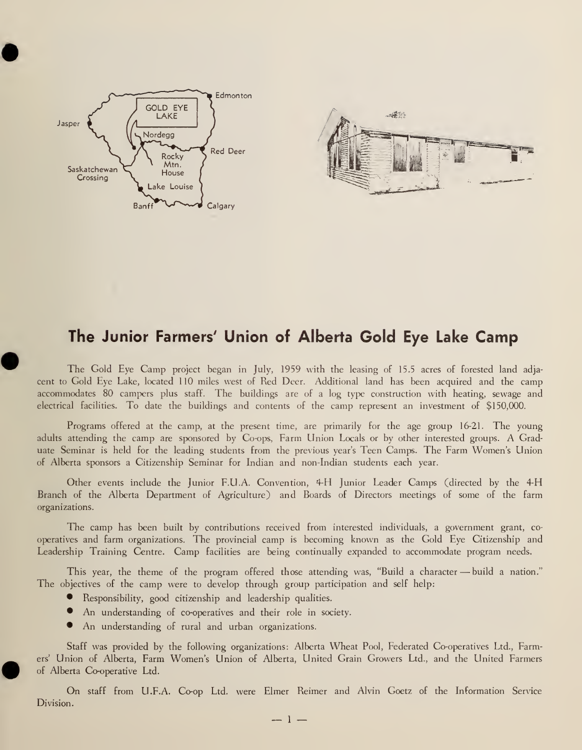## The Junior Farmers' Union of Alberta Gold Eye Lake Camp

The Gold Eye Camp project began in July, 1959 with the leasing of 15.5 acres of forested land adjacent to Gold Eye Lake, located 110 miles west of Red Deer. Additional land has been acquired and the camp accommodates 80 campers plus staff. The buildings are of a log type construction with heating, sewage and electrical facilities. To date the buildings and contents of the camp represent an investment of $150,000.

Programs offered at the camp, at the present time, are primarily for the age group 16-21. The young adults attending the camp are sponsored by Co-ops, Farm Union Locals or by other interested groups. A Graduate Seminar is held for the leading students from the previous year's Teen Camps. The Farm Women's Union of Alberta sponsors a Citizenship Seminar for Indian and non-Indian students each year.

Other events include the Junior F.U.A. Convention, 4-H Junior Leader Camps (directed by the 4-H Branch of the Alberta Department of Agriculture) and Boards of Directors meetings of some of the farm organizations.

The camp has been built by contributions received from interested individuals, a government grant, co-operatives and farm organizations. The provincial camp is becoming known as the Gold Eye Citizenship and Leadership Training Centre. Camp facilities are being continually expanded to accommodate program needs.

This year, the theme of the program offered those attending was, "Build a character — build a nation." The objectives of the camp were to develop through group participation and self help:

- Responsibility, good citizenship and leadership qualities.
- An understanding of co-operatives and their role in society.
- An understanding of rural and urban organizations.

Staff was provided by the following organizations: Alberta Wheat Pool, Federated Co-operatives Ltd., Farmers' Union of Alberta, Farm Women's Union of Alberta, United Grain Growers Ltd., and the United Farmers of Alberta Co-operative Ltd.

On staff from U.F.A. Co-op Ltd. were Elmer Reimer and Alvin Goetz of the Information Service Division.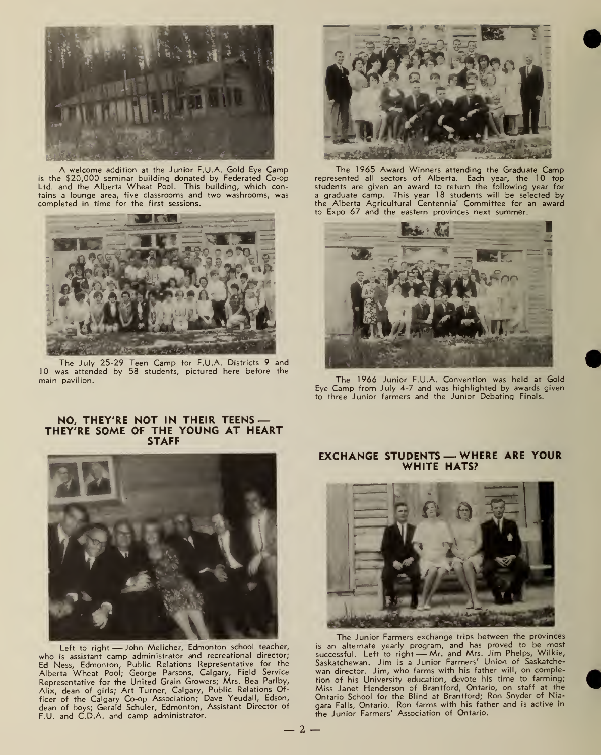A welcome addition at the Junior F.U.A. Gold Eye Camp is the $20,000 seminar building donated by Federated Co-op Ltd. and the Alberta Wheat Pool. This building, which contains a lounge area, five classrooms and two washrooms, was completed in time for the first sessions.

The July 25-29 Teen Camp for F.U.A. Districts 9 and 10 was attended by 58 students, pictured here before the main pavilion.

The 1965 Award Winners attending the Graduate Camp represented all sectors of Alberta. Each year, the 10 top students are given an award to return the following year for a graduate camp. This year 18 students will be selected by the Alberta Agricultural Centennial Committee for an award to Expo 67 and the eastern provinces next summer.

The 1966 Junior F.U.A. Convention was held at Gold Eye Camp from July 4-7 and was highlighted by awards given to three Junior farmers and the Junior Debating Finals.

## NO, THEY'RE NOT IN THEIR TEENS — THEY'RE SOME OF THE YOUNG AT HEART STAFF

Left to right — John Melicher, Edmonton school teacher, who is assistant camp administrator and recreational director; Ed Ness, Edmonton, Public Relations Representative for the Alberta Wheat Pool; George Parsons, Calgary, Field Service Representative for the United Grain Growers; Mrs. Bea Parlby, Alix, dean of girls; Art Turner, Calgary, Public Relations Officer of the Calgary Co-op Association; Dave Yeudall, Edson, dean of boys; Gerald Schuler, Edmonton, Assistant Director of F.U. and C.D.A. and camp administrator.

## EXCHANGE STUDENTS — WHERE ARE YOUR WHITE HATS?

The Junior Farmers exchange trips between the provinces is an alternate yearly program, and has proved to be most successful. Left to right — Mr. and Mrs. Jim Phelps, Wilkie, Saskatchewan. Jim is a Junior Farmers' Union of Saskatchewan director. Jim, who farms with his father will, on completion of his University education, devote his time to farming; Miss Janet Henderson of Brantford, Ontario, on staff at the Ontario School for the Blind at Brantford; Ron Snyder of Niagara Falls, Ontario. Ron farms with his father and is active in the Junior Farmers' Association of Ontario.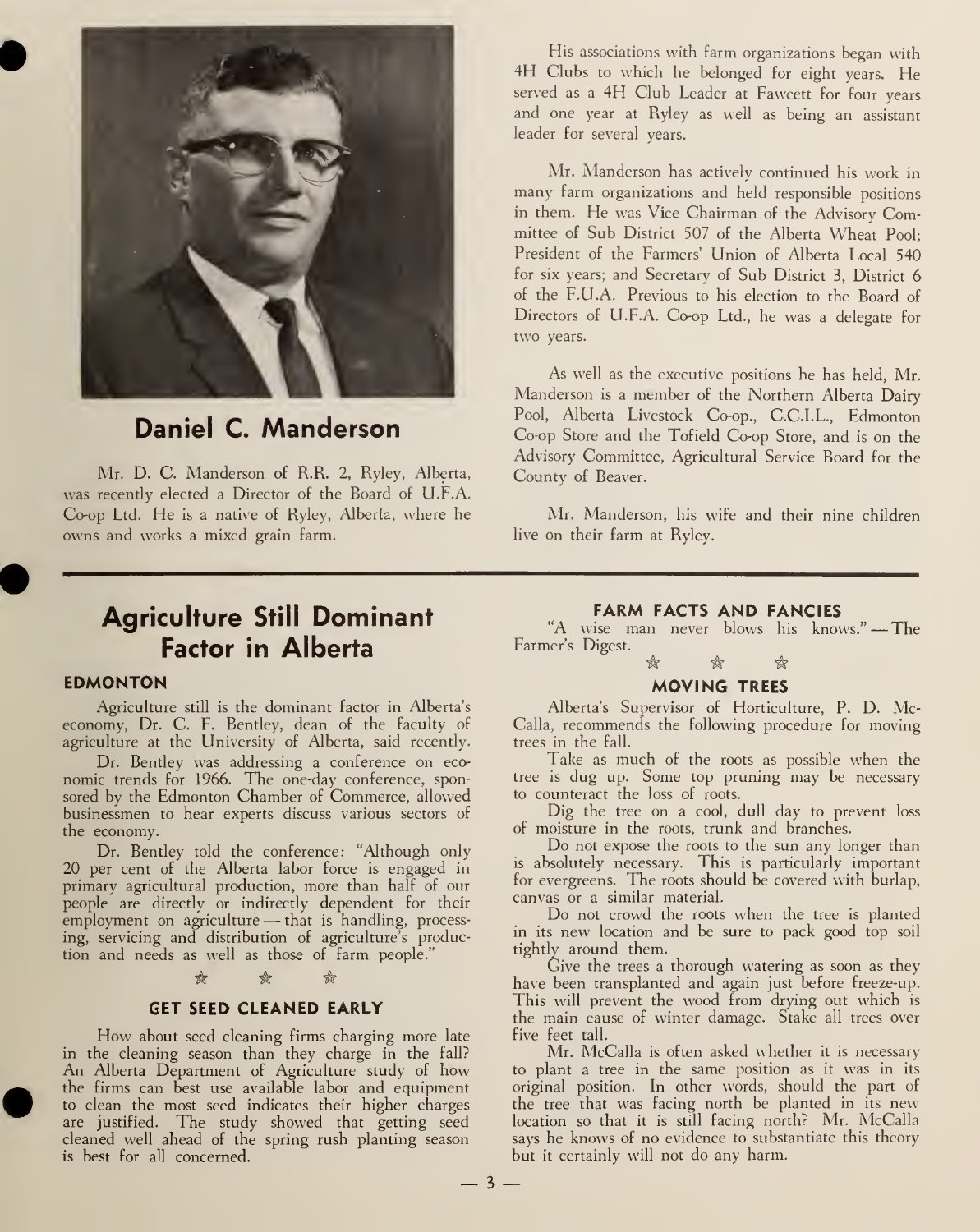## Daniel C. Manderson

Mr. D. C. Manderson of R.R. 2, Ryley, Alberta, was recently elected a Director of the Board of U.F.A. Co-op Ltd. He is a native of Ryley, Alberta, where he owns and works a mixed grain farm.

His associations with farm organizations began with 4H Clubs to which he belonged for eight years. He served as a 4H Club Leader at Fawcett for four years and one year at Ryley as well as being an assistant leader for several years.

Mr. Manderson has actively continued his work in many farm organizations and held responsible positions in them. He was Vice Chairman of the Advisory Committee of Sub District 507 of the Alberta Wheat Pool; President of the Farmers' Union of Alberta Local 540 for six years; and Secretary of Sub District 3, District 6 of the F.U.A. Previous to his election to the Board of Directors of U.F.A. Co-op Ltd., he was a delegate for two years.

As well as the executive positions he has held, Mr. Manderson is a member of the Northern Alberta Dairy Pool, Alberta Livestock Co-op., C.C.I.L., Edmonton Co-op Store and the Tofield Co-op Store, and is on the Advisory Committee, Agricultural Service Board for the County of Beaver.

Mr. Manderson, his wife and their nine children live on their farm at Ryley.

---

## Agriculture Still Dominant Factor in Alberta

**EDMONTON**

Agriculture still is the dominant factor in Alberta's economy, Dr. C. F. Bentley, dean of the faculty of agriculture at the University of Alberta, said recently.

Dr. Bentley was addressing a conference on economic trends for 1966. The one-day conference, sponsored by the Edmonton Chamber of Commerce, allowed businessmen to hear experts discuss various sectors of the economy.

Dr. Bentley told the conference: "Although only 20 per cent of the Alberta labor force is engaged in primary agricultural production, more than half of our people are directly or indirectly dependent for their employment on agriculture — that is handling, processing, servicing and distribution of agriculture's production and needs as well as those of farm people."

☆ ☆ ☆

### GET SEED CLEANED EARLY

How about seed cleaning firms charging more late in the cleaning season than they charge in the fall? An Alberta Department of Agriculture study of how the firms can best use available labor and equipment to clean the most seed indicates their higher charges are justified. The study showed that getting seed cleaned well ahead of the spring rush planting season is best for all concerned.

### FARM FACTS AND FANCIES

"A wise man never blows his knows." — The Farmer's Digest.

☆ ☆ ☆

### MOVING TREES

Alberta's Supervisor of Horticulture, P. D. McCalla, recommends the following procedure for moving trees in the fall.

Take as much of the roots as possible when the tree is dug up. Some top pruning may be necessary to counteract the loss of roots.

Dig the tree on a cool, dull day to prevent loss of moisture in the roots, trunk and branches.

Do not expose the roots to the sun any longer than is absolutely necessary. This is particularly important for evergreens. The roots should be covered with burlap, canvas or a similar material.

Do not crowd the roots when the tree is planted in its new location and be sure to pack good top soil tightly around them.

Give the trees a thorough watering as soon as they have been transplanted and again just before freeze-up. This will prevent the wood from drying out which is the main cause of winter damage. Stake all trees over five feet tall.

Mr. McCalla is often asked whether it is necessary to plant a tree in the same position as it was in its original position. In other words, should the part of the tree that was facing north be planted in its new location so that it is still facing north? Mr. McCalla says he knows of no evidence to substantiate this theory but it certainly will not do any harm.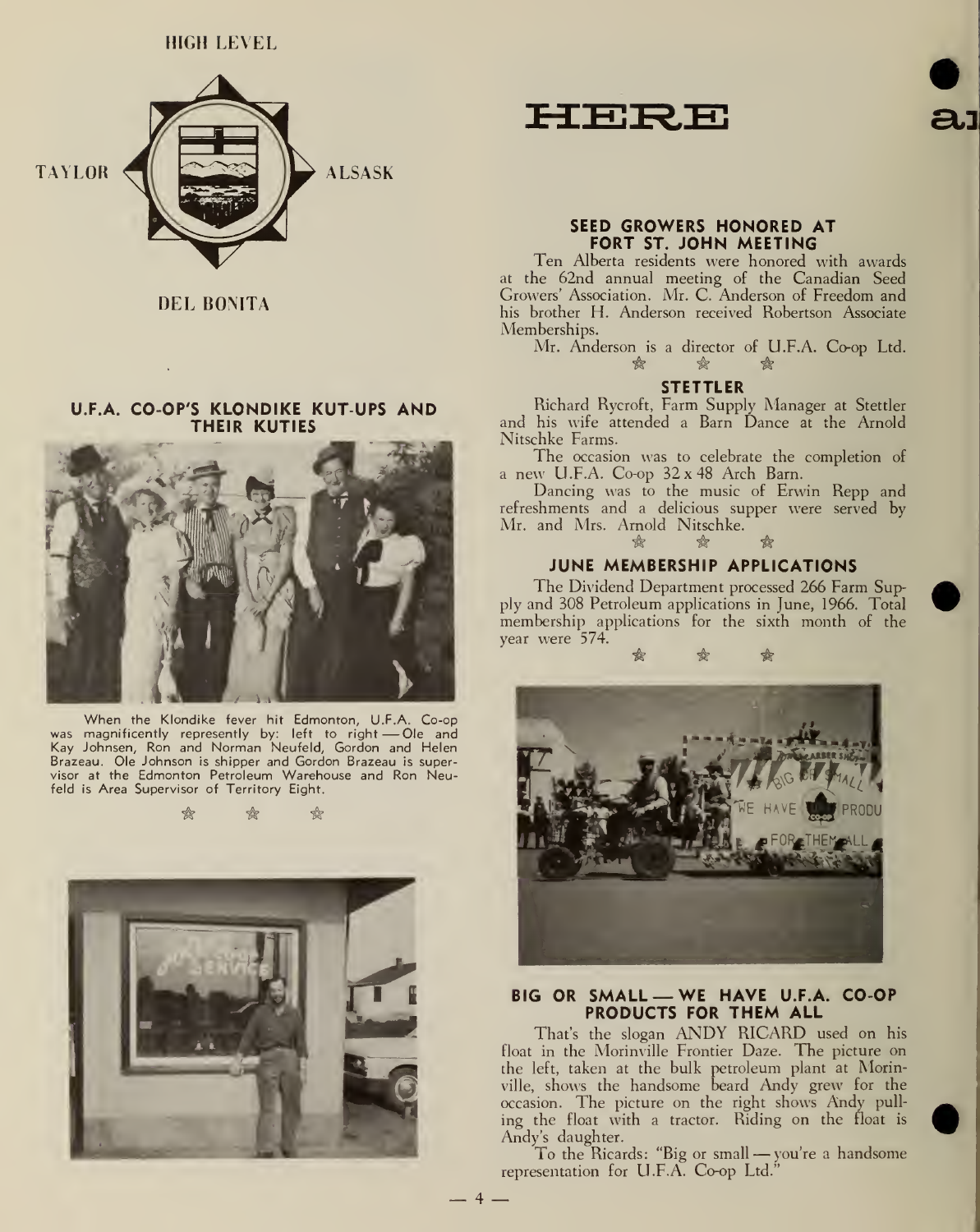HIGH LEVEL

TAYLOR ALSASK

DEL BONITA

# HERE

### U.F.A. CO-OP'S KLONDIKE KUT-UPS AND THEIR KUTIES

When the Klondike fever hit Edmonton, U.F.A. Co-op was magnificently represently by: left to right — Ole and Kay Johnsen, Ron and Norman Neufeld, Gordon and Helen Brazeau. Ole Johnson is shipper and Gordon Brazeau is supervisor at the Edmonton Petroleum Warehouse and Ron Neufeld is Area Supervisor of Territory Eight.

### SEED GROWERS HONORED AT FORT ST. JOHN MEETING

Ten Alberta residents were honored with awards at the 62nd annual meeting of the Canadian Seed Growers' Association. Mr. C. Anderson of Freedom and his brother H. Anderson received Robertson Associate Memberships.

Mr. Anderson is a director of U.F.A. Co-op Ltd.

### STETTLER

Richard Rycroft, Farm Supply Manager at Stettler and his wife attended a Barn Dance at the Arnold Nitschke Farms.

The occasion was to celebrate the completion of a new U.F.A. Co-op 32 x 48 Arch Barn.

Dancing was to the music of Erwin Repp and refreshments and a delicious supper were served by Mr. and Mrs. Arnold Nitschke.

### JUNE MEMBERSHIP APPLICATIONS

The Dividend Department processed 266 Farm Supply and 308 Petroleum applications in June, 1966. Total membership applications for the sixth month of the year were 574.

### BIG OR SMALL — WE HAVE U.F.A. CO-OP PRODUCTS FOR THEM ALL

That's the slogan ANDY RICARD used on his float in the Morinville Frontier Daze. The picture on the left, taken at the bulk petroleum plant at Morinville, shows the handsome beard Andy grew for the occasion. The picture on the right shows Andy pulling the float with a tractor. Riding on the float is Andy's daughter.

To the Ricards: "Big or small — you're a handsome representation for U.F.A. Co-op Ltd."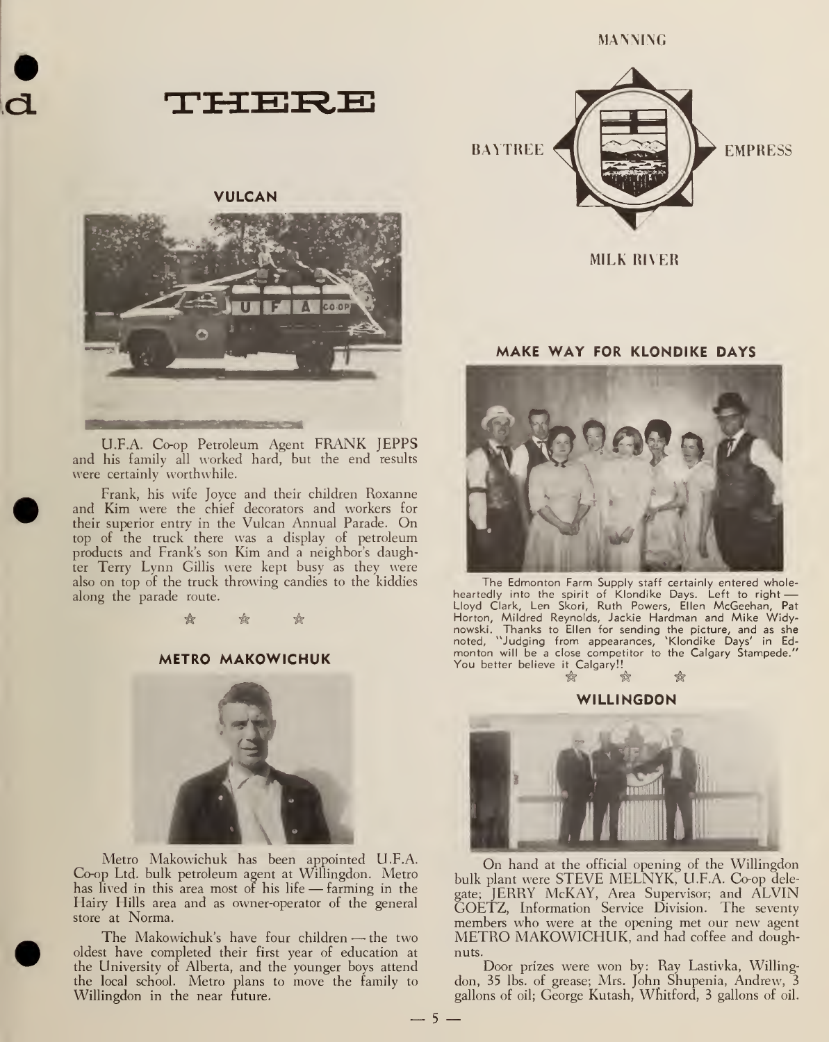# THERE

MANNING

BAYTREE

EMPRESS

MILK RIVER

## VULCAN

U.F.A. Co-op Petroleum Agent FRANK JEPPS and his family all worked hard, but the end results were certainly worthwhile.

Frank, his wife Joyce and their children Roxanne and Kim were the chief decorators and workers for their superior entry in the Vulcan Annual Parade. On top of the truck there was a display of petroleum products and Frank's son Kim and a neighbor's daughter Terry Lynn Gillis were kept busy as they were also on top of the truck throwing candies to the kiddies along the parade route.

☆ ☆ ☆

## METRO MAKOWICHUK

Metro Makowichuk has been appointed U.F.A. Co-op Ltd. bulk petroleum agent at Willingdon. Metro has lived in this area most of his life — farming in the Hairy Hills area and as owner-operator of the general store at Norma.

The Makowichuk's have four children — the two oldest have completed their first year of education at the University of Alberta, and the younger boys attend the local school. Metro plans to move the family to Willingdon in the near future.

## MAKE WAY FOR KLONDIKE DAYS

The Edmonton Farm Supply staff certainly entered wholeheartedly into the spirit of Klondike Days. Left to right — Lloyd Clark, Len Skori, Ruth Powers, Ellen McGeehan, Pat Horton, Mildred Reynolds, Jackie Hardman and Mike Widynowski. Thanks to Ellen for sending the picture, and as she noted, "Judging from appearances, 'Klondike Days' in Edmonton will be a close competitor to the Calgary Stampede." You better believe it Calgary!!

☆ ☆ ☆

## WILLINGDON

On hand at the official opening of the Willingdon bulk plant were STEVE MELNYK, U.F.A. Co-op delegate; JERRY McKAY, Area Supervisor; and ALVIN GOETZ, Information Service Division. The seventy members who were at the opening met our new agent METRO MAKOWICHUK, and had coffee and doughnuts.

Door prizes were won by: Ray Lastivka, Willingdon, 35 lbs. of grease; Mrs. John Shupenia, Andrew, 3 gallons of oil; George Kutash, Whitford, 3 gallons of oil.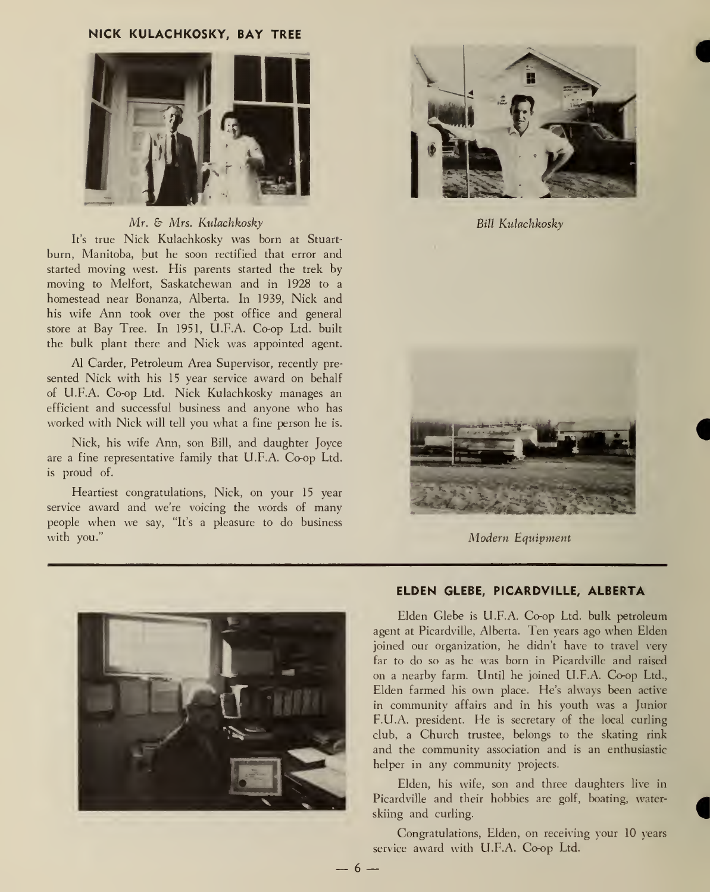### NICK KULACHKOSKY, BAY TREE

*Mr. & Mrs. Kulachkosky*

It's true Nick Kulachkosky was born at Stuartburn, Manitoba, but he soon rectified that error and started moving west. His parents started the trek by moving to Melfort, Saskatchewan and in 1928 to a homestead near Bonanza, Alberta. In 1939, Nick and his wife Ann took over the post office and general store at Bay Tree. In 1951, U.F.A. Co-op Ltd. built the bulk plant there and Nick was appointed agent.

Al Carder, Petroleum Area Supervisor, recently presented Nick with his 15 year service award on behalf of U.F.A. Co-op Ltd. Nick Kulachkosky manages an efficient and successful business and anyone who has worked with Nick will tell you what a fine person he is.

Nick, his wife Ann, son Bill, and daughter Joyce are a fine representative family that U.F.A. Co-op Ltd. is proud of.

Heartiest congratulations, Nick, on your 15 year service award and we're voicing the words of many people when we say, "It's a pleasure to do business with you."

*Bill Kulachkosky*

*Modern Equipment*

---

### ELDEN GLEBE, PICARDVILLE, ALBERTA

Elden Glebe is U.F.A. Co-op Ltd. bulk petroleum agent at Picardville, Alberta. Ten years ago when Elden joined our organization, he didn't have to travel very far to do so as he was born in Picardville and raised on a nearby farm. Until he joined U.F.A. Co-op Ltd., Elden farmed his own place. He's always been active in community affairs and in his youth was a Junior F.U.A. president. He is secretary of the local curling club, a Church trustee, belongs to the skating rink and the community association and is an enthusiastic helper in any community projects.

Elden, his wife, son and three daughters live in Picardville and their hobbies are golf, boating, water-skiing and curling.

Congratulations, Elden, on receiving your 10 years service award with U.F.A. Co-op Ltd.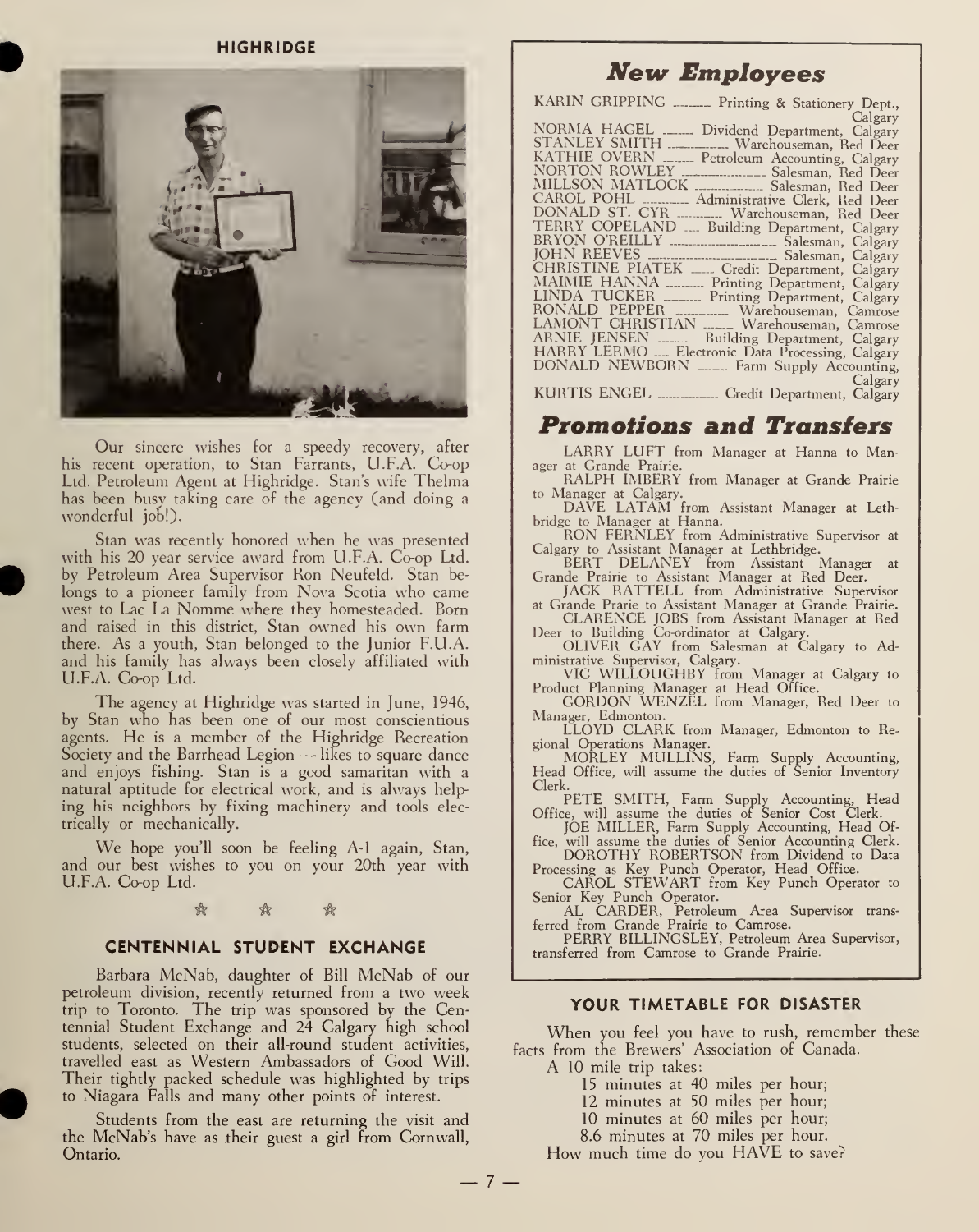## HIGHRIDGE

Our sincere wishes for a speedy recovery, after his recent operation, to Stan Farrants, U.F.A. Co-op Ltd. Petroleum Agent at Highridge. Stan's wife Thelma has been busy taking care of the agency (and doing a wonderful job!).

Stan was recently honored when he was presented with his 20 year service award from U.F.A. Co-op Ltd. by Petroleum Area Supervisor Ron Neufeld. Stan belongs to a pioneer family from Nova Scotia who came west to Lac La Nomme where they homesteaded. Born and raised in this district, Stan owned his own farm there. As a youth, Stan belonged to the Junior F.U.A. and his family has always been closely affiliated with U.F.A. Co-op Ltd.

The agency at Highridge was started in June, 1946, by Stan who has been one of our most conscientious agents. He is a member of the Highridge Recreation Society and the Barrhead Legion — likes to square dance and enjoys fishing. Stan is a good samaritan with a natural aptitude for electrical work, and is always helping his neighbors by fixing machinery and tools electrically or mechanically.

We hope you'll soon be feeling A-1 again, Stan, and our best wishes to you on your 20th year with U.F.A. Co-op Ltd.

## CENTENNIAL STUDENT EXCHANGE

Barbara McNab, daughter of Bill McNab of our petroleum division, recently returned from a two week trip to Toronto. The trip was sponsored by the Centennial Student Exchange and 24 Calgary high school students, selected on their all-round student activities, travelled east as Western Ambassadors of Good Will. Their tightly packed schedule was highlighted by trips to Niagara Falls and many other points of interest.

Students from the east are returning the visit and the McNab's have as their guest a girl from Cornwall, Ontario.

## *New Employees*

KARIN GRIPPING .......... Printing & Stationery Dept., Calgary
NORMA HAGEL .......... Dividend Department, Calgary
STANLEY SMITH .......... Warehouseman, Red Deer
KATHIE OVERN .......... Petroleum Accounting, Calgary
NORTON ROWLEY .......... Salesman, Red Deer
MILLSON MATLOCK .......... Salesman, Red Deer
CAROL POHL .......... Administrative Clerk, Red Deer
DONALD ST. CYR .......... Warehouseman, Red Deer
TERRY COPELAND .......... Building Department, Calgary
BRYON O'REILLY .......... Salesman, Calgary
JOHN REEVES .......... Salesman, Calgary
CHRISTINE PIATEK .......... Credit Department, Calgary
MAIMIE HANNA .......... Printing Department, Calgary
LINDA TUCKER .......... Printing Department, Calgary
RONALD PEPPER .......... Warehouseman, Camrose
LAMONT CHRISTIAN .......... Warehouseman, Camrose
ARNIE JENSEN .......... Building Department, Calgary
HARRY LERMO .......... Electronic Data Processing, Calgary
DONALD NEWBORN .......... Farm Supply Accounting, Calgary
KURTIS ENGEL .......... Credit Department, Calgary

## *Promotions and Transfers*

LARRY LUFT from Manager at Hanna to Manager at Grande Prairie.

RALPH IMBERY from Manager at Grande Prairie to Manager at Calgary.

DAVE LATAM from Assistant Manager at Lethbridge to Manager at Hanna.

RON FERNLEY from Administrative Supervisor at Calgary to Assistant Manager at Lethbridge.

BERT DELANEY from Assistant Manager at Grande Prairie to Assistant Manager at Red Deer.

JACK RATTELL from Administrative Supervisor at Grande Prarie to Assistant Manager at Grande Prairie.

CLARENCE JOBS from Assistant Manager at Red Deer to Building Co-ordinator at Calgary.

OLIVER GAY from Salesman at Calgary to Administrative Supervisor, Calgary.

VIC WILLOUGHBY from Manager at Calgary to Product Planning Manager at Head Office.

GORDON WENZEL from Manager, Red Deer to Manager, Edmonton.

LLOYD CLARK from Manager, Edmonton to Regional Operations Manager.

MORLEY MULLINS, Farm Supply Accounting, Head Office, will assume the duties of Senior Inventory Clerk.

PETE SMITH, Farm Supply Accounting, Head Office, will assume the duties of Senior Cost Clerk.

JOE MILLER, Farm Supply Accounting, Head Office, will assume the duties of Senior Accounting Clerk.

DOROTHY ROBERTSON from Dividend to Data Processing as Key Punch Operator, Head Office.

CAROL STEWART from Key Punch Operator to Senior Key Punch Operator.

AL CARDER, Petroleum Area Supervisor transferred from Grande Prairie to Camrose.

PERRY BILLINGSLEY, Petroleum Area Supervisor, transferred from Camrose to Grande Prairie.

## YOUR TIMETABLE FOR DISASTER

When you feel you have to rush, remember these facts from the Brewers' Association of Canada.

A 10 mile trip takes:

15 minutes at 40 miles per hour;
12 minutes at 50 miles per hour;
10 minutes at 60 miles per hour;
8.6 minutes at 70 miles per hour.

How much time do you HAVE to save?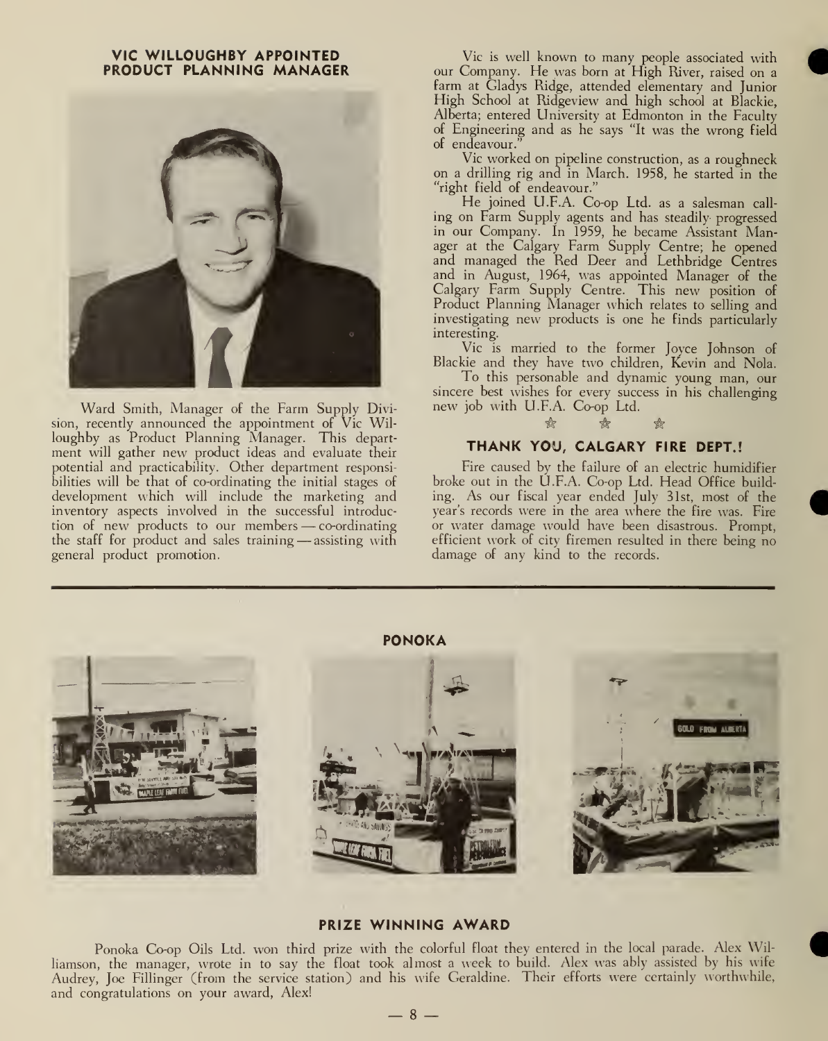## VIC WILLOUGHBY APPOINTED PRODUCT PLANNING MANAGER

Ward Smith, Manager of the Farm Supply Division, recently announced the appointment of Vic Willoughby as Product Planning Manager. This department will gather new product ideas and evaluate their potential and practicability. Other department responsibilities will be that of co-ordinating the initial stages of development which will include the marketing and inventory aspects involved in the successful introduction of new products to our members — co-ordinating the staff for product and sales training — assisting with general product promotion.

Vic is well known to many people associated with our Company. He was born at High River, raised on a farm at Gladys Ridge, attended elementary and Junior High School at Ridgeview and high school at Blackie, Alberta; entered University at Edmonton in the Faculty of Engineering and as he says "It was the wrong field of endeavour."

Vic worked on pipeline construction, as a roughneck on a drilling rig and in March. 1958, he started in the "right field of endeavour."

He joined U.F.A. Co-op Ltd. as a salesman calling on Farm Supply agents and has steadily progressed in our Company. In 1959, he became Assistant Manager at the Calgary Farm Supply Centre; he opened and managed the Red Deer and Lethbridge Centres and in August, 1964, was appointed Manager of the Calgary Farm Supply Centre. This new position of Product Planning Manager which relates to selling and investigating new products is one he finds particularly interesting.

Vic is married to the former Joyce Johnson of Blackie and they have two children, Kevin and Nola.

To this personable and dynamic young man, our sincere best wishes for every success in his challenging new job with U.F.A. Co-op Ltd.

## THANK YOU, CALGARY FIRE DEPT.!

Fire caused by the failure of an electric humidifier broke out in the U.F.A. Co-op Ltd. Head Office building. As our fiscal year ended July 31st, most of the year's records were in the area where the fire was. Fire or water damage would have been disastrous. Prompt, efficient work of city firemen resulted in there being no damage of any kind to the records.

## PONOKA

### PRIZE WINNING AWARD

Ponoka Co-op Oils Ltd. won third prize with the colorful float they entered in the local parade. Alex Williamson, the manager, wrote in to say the float took almost a week to build. Alex was ably assisted by his wife Audrey, Joe Fillinger (from the service station) and his wife Geraldine. Their efforts were certainly worthwhile, and congratulations on your award, Alex!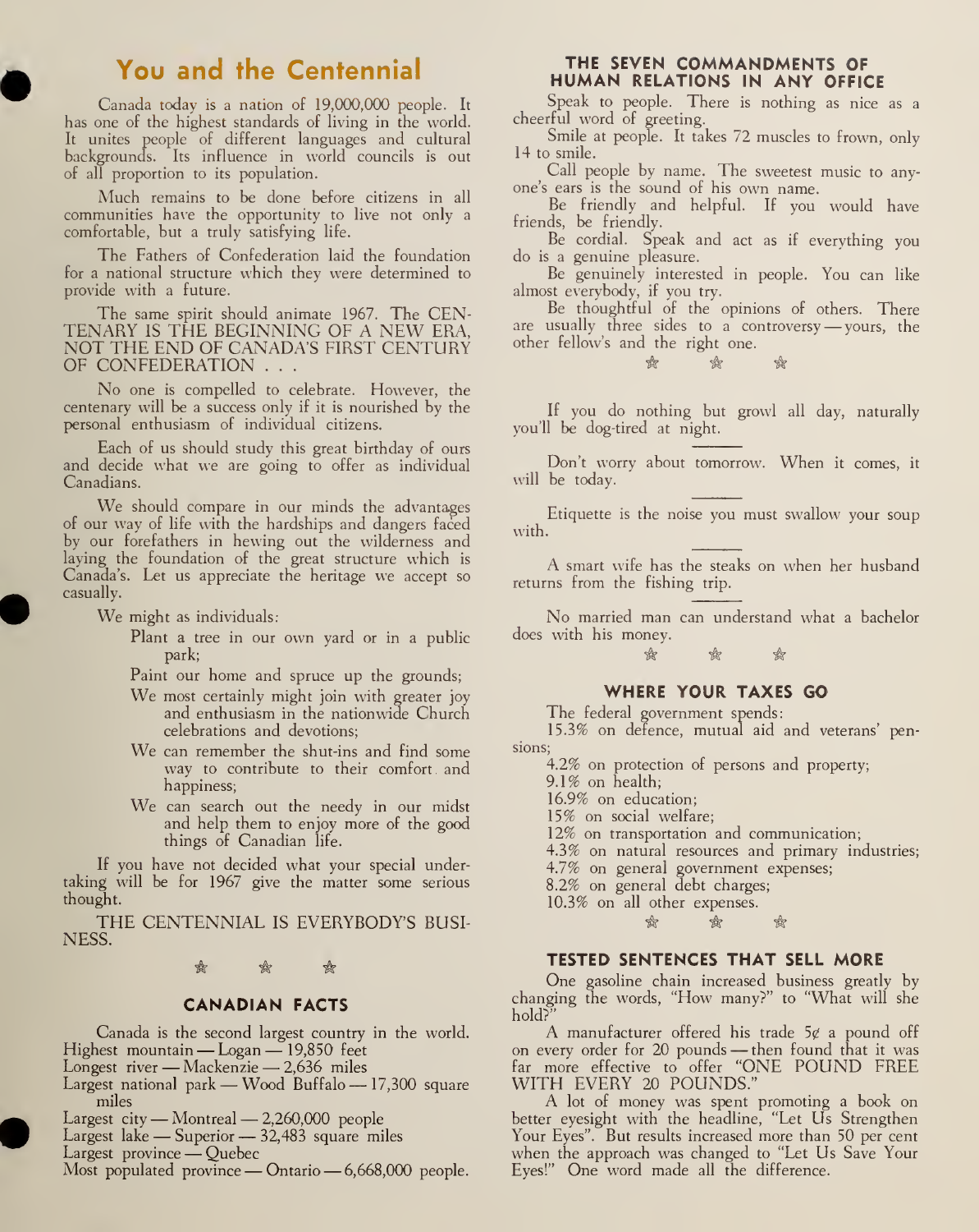## You and the Centennial

Canada today is a nation of 19,000,000 people. It has one of the highest standards of living in the world. It unites people of different languages and cultural backgrounds. Its influence in world councils is out of all proportion to its population.

Much remains to be done before citizens in all communities have the opportunity to live not only a comfortable, but a truly satisfying life.

The Fathers of Confederation laid the foundation for a national structure which they were determined to provide with a future.

The same spirit should animate 1967. The CENTENARY IS THE BEGINNING OF A NEW ERA, NOT THE END OF CANADA'S FIRST CENTURY OF CONFEDERATION . . .

No one is compelled to celebrate. However, the centenary will be a success only if it is nourished by the personal enthusiasm of individual citizens.

Each of us should study this great birthday of ours and decide what we are going to offer as individual Canadians.

We should compare in our minds the advantages of our way of life with the hardships and dangers faced by our forefathers in hewing out the wilderness and laying the foundation of the great structure which is Canada's. Let us appreciate the heritage we accept so casually.

We might as individuals:

- Plant a tree in our own yard or in a public park;
- Paint our home and spruce up the grounds;
- We most certainly might join with greater joy and enthusiasm in the nationwide Church celebrations and devotions;
- We can remember the shut-ins and find some way to contribute to their comfort and happiness;
- We can search out the needy in our midst and help them to enjoy more of the good things of Canadian life.

If you have not decided what your special undertaking will be for 1967 give the matter some serious thought.

THE CENTENNIAL IS EVERYBODY'S BUSINESS.

☆ ☆ ☆

### CANADIAN FACTS

Canada is the second largest country in the world.
Highest mountain — Logan — 19,850 feet
Longest river — Mackenzie — 2,636 miles
Largest national park — Wood Buffalo — 17,300 square miles
Largest city — Montreal — 2,260,000 people
Largest lake — Superior — 32,483 square miles
Largest province — Quebec
Most populated province — Ontario — 6,668,000 people.

### THE SEVEN COMMANDMENTS OF HUMAN RELATIONS IN ANY OFFICE

Speak to people. There is nothing as nice as a cheerful word of greeting.

Smile at people. It takes 72 muscles to frown, only 14 to smile.

Call people by name. The sweetest music to anyone's ears is the sound of his own name.

Be friendly and helpful. If you would have friends, be friendly.

Be cordial. Speak and act as if everything you do is a genuine pleasure.

Be genuinely interested in people. You can like almost everybody, if you try.

Be thoughtful of the opinions of others. There are usually three sides to a controversy — yours, the other fellow's and the right one.

☆ ☆ ☆

If you do nothing but growl all day, naturally you'll be dog-tired at night.

---

Don't worry about tomorrow. When it comes, it will be today.

---

Etiquette is the noise you must swallow your soup with.

---

A smart wife has the steaks on when her husband returns from the fishing trip.

---

No married man can understand what a bachelor does with his money.

☆ ☆ ☆

### WHERE YOUR TAXES GO

The federal government spends:

15.3% on defence, mutual aid and veterans' pensions;
4.2% on protection of persons and property;
9.1% on health;
16.9% on education;
15% on social welfare;
12% on transportation and communication;
4.3% on natural resources and primary industries;
4.7% on general government expenses;
8.2% on general debt charges;
10.3% on all other expenses.

☆ ☆ ☆

### TESTED SENTENCES THAT SELL MORE

One gasoline chain increased business greatly by changing the words, "How many?" to "What will she hold?"

A manufacturer offered his trade 5¢ a pound off on every order for 20 pounds — then found that it was far more effective to offer "ONE POUND FREE WITH EVERY 20 POUNDS."

A lot of money was spent promoting a book on better eyesight with the headline, "Let Us Strengthen Your Eyes". But results increased more than 50 per cent when the approach was changed to "Let Us Save Your Eyes!" One word made all the difference.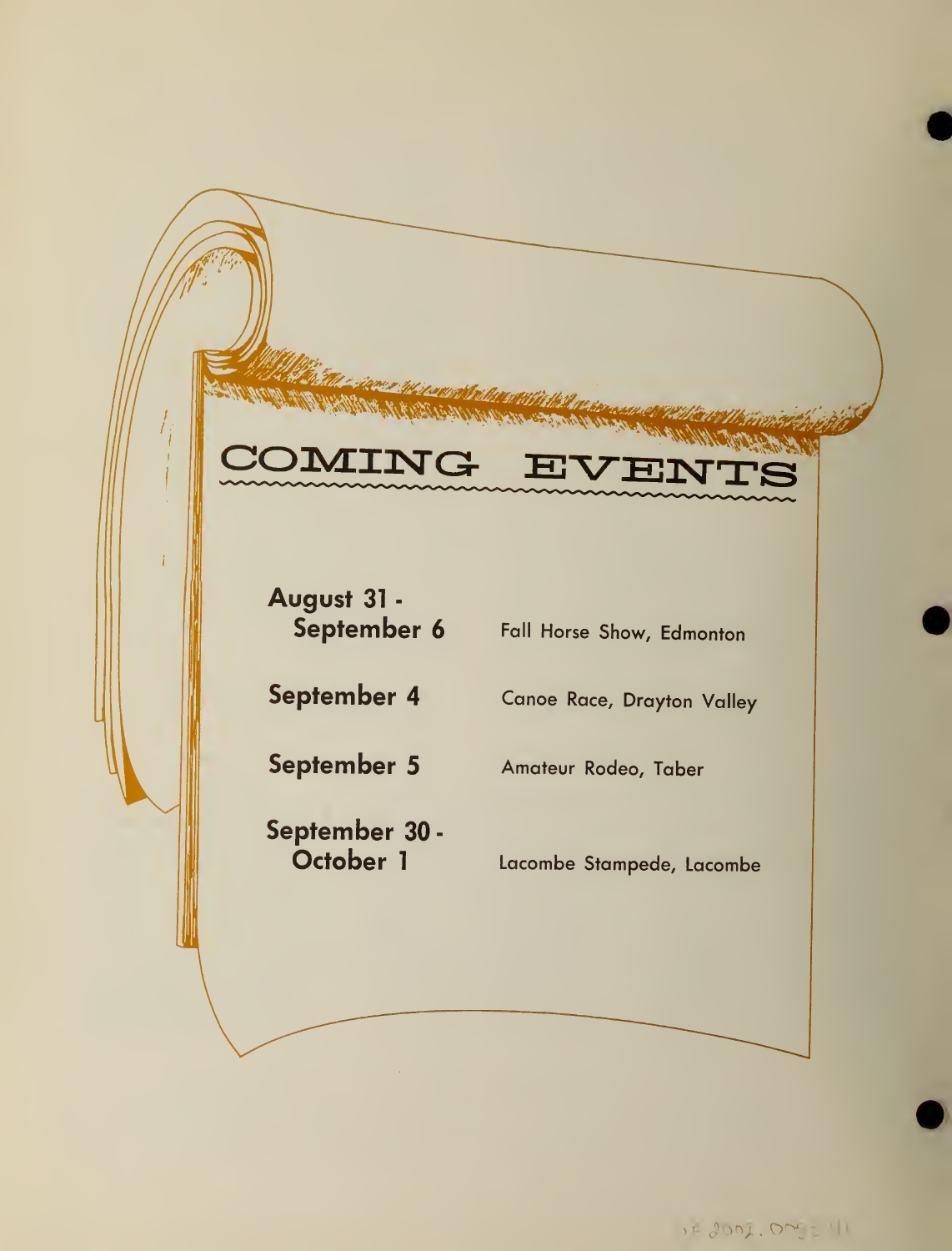# COMING EVENTS

| | |
|---|---|
| **August 31 - September 6** | Fall Horse Show, Edmonton |
| **September 4** | Canoe Race, Drayton Valley |
| **September 5** | Amateur Rodeo, Taber |
| **September 30 - October 1** | Lacombe Stampede, Lacombe |